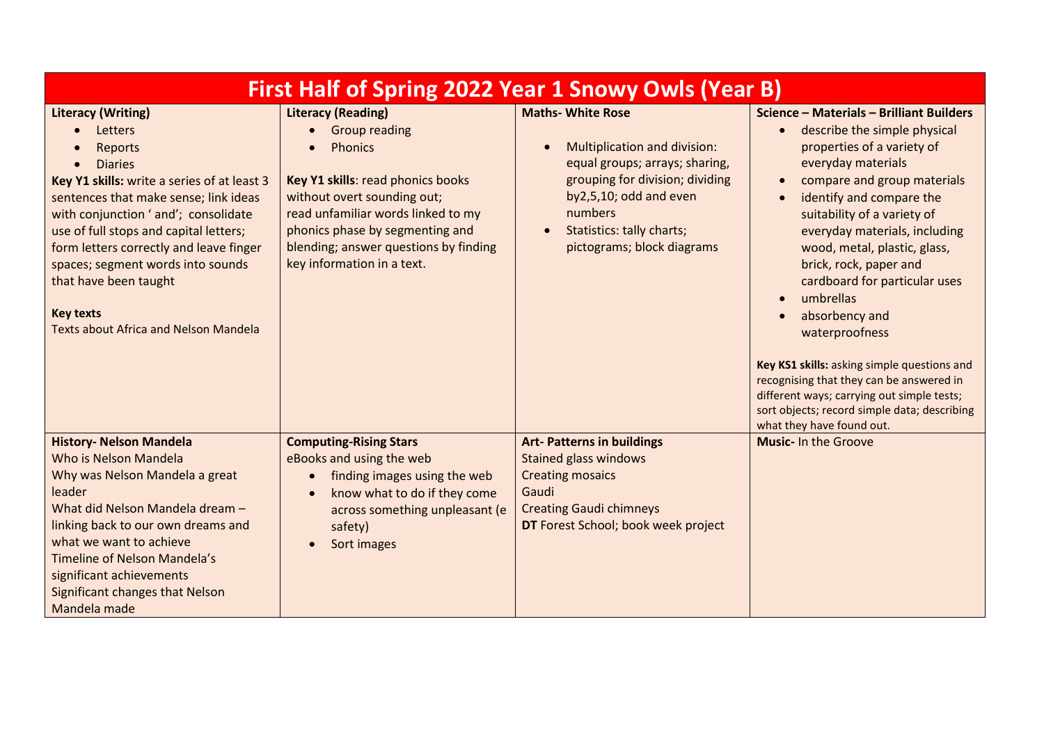# First Half of Spring 2022 Year 1 Snowy Owls (Year B)

| Literacy (Writing) | Literacy (Reading) | Maths- White Rose | Science – Materials – Brilliant Builders |
|---|---|---|---|
| • Letters<br>• Reports<br>• Diaries<br>**Key Y1 skills:** write a series of at least 3 sentences that make sense; link ideas with conjunction ' and'; consolidate use of full stops and capital letters; form letters correctly and leave finger spaces; segment words into sounds that have been taught<br><br>**Key texts**<br>Texts about Africa and Nelson Mandela | • Group reading<br>• Phonics<br><br>**Key Y1 skills**: read phonics books without overt sounding out; read unfamiliar words linked to my phonics phase by segmenting and blending; answer questions by finding key information in a text. | • Multiplication and division: equal groups; arrays; sharing, grouping for division; dividing by2,5,10; odd and even numbers<br>• Statistics: tally charts; pictograms; block diagrams | • describe the simple physical properties of a variety of everyday materials<br>• compare and group materials<br>• identify and compare the suitability of a variety of everyday materials, including wood, metal, plastic, glass, brick, rock, paper and cardboard for particular uses<br>• umbrellas<br>• absorbency and waterproofness<br><br>**Key KS1 skills:** asking simple questions and recognising that they can be answered in different ways; carrying out simple tests; sort objects; record simple data; describing what they have found out. |
| **History- Nelson Mandela**<br>Who is Nelson Mandela<br>Why was Nelson Mandela a great leader<br>What did Nelson Mandela dream – linking back to our own dreams and what we want to achieve<br>Timeline of Nelson Mandela's significant achievements<br>Significant changes that Nelson Mandela made | **Computing-Rising Stars**<br>eBooks and using the web<br>• finding images using the web<br>• know what to do if they come across something unpleasant (e safety)<br>• Sort images | **Art- Patterns in buildings**<br>Stained glass windows<br>Creating mosaics<br>Gaudi<br>Creating Gaudi chimneys<br>**DT** Forest School; book week project | **Music-** In the Groove |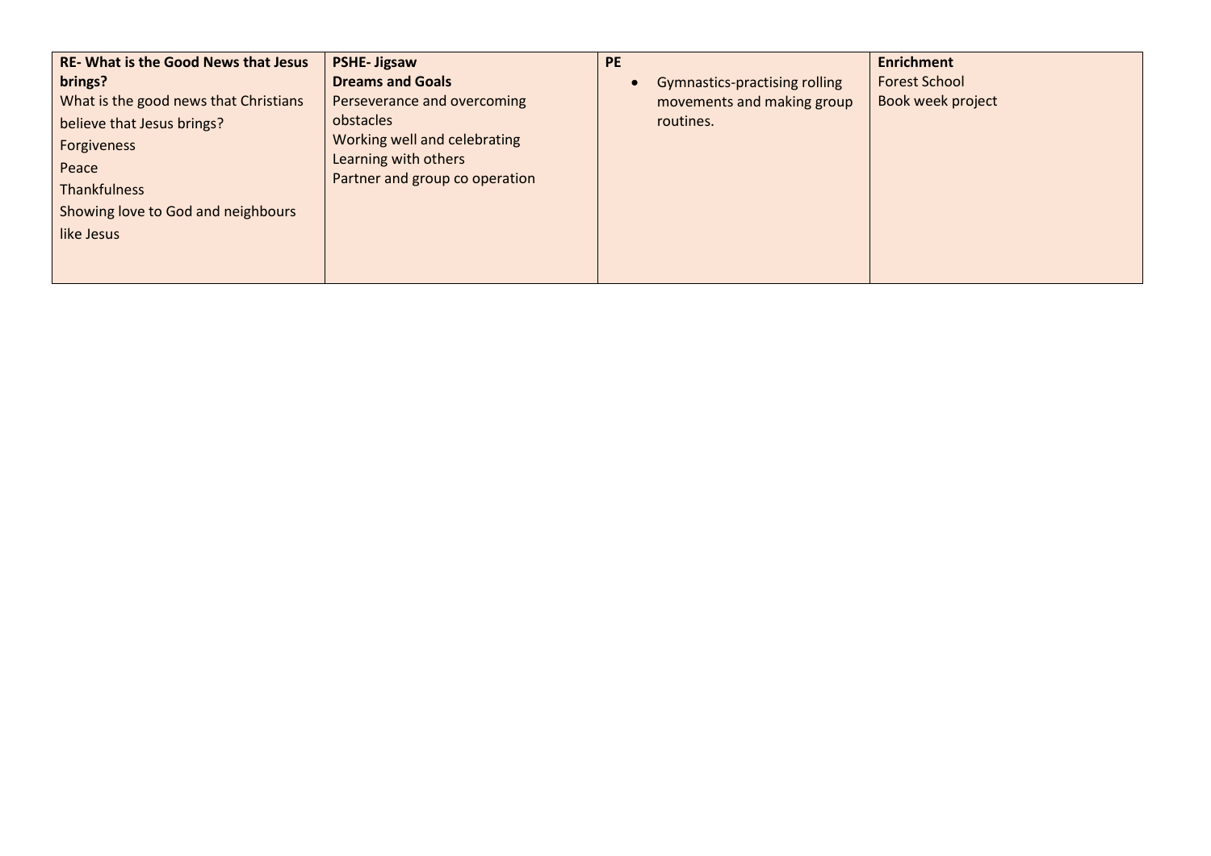| | | | |
|---|---|---|---|
| **RE- What is the Good News that Jesus brings?**<br>What is the good news that Christians believe that Jesus brings?<br>Forgiveness<br>Peace<br>Thankfulness<br>Showing love to God and neighbours like Jesus | **PSHE- Jigsaw**<br>**Dreams and Goals**<br>Perseverance and overcoming obstacles<br>Working well and celebrating<br>Learning with others<br>Partner and group co operation | **PE**<br>• Gymnastics-practising rolling movements and making group routines. | **Enrichment**<br>Forest School<br>Book week project |